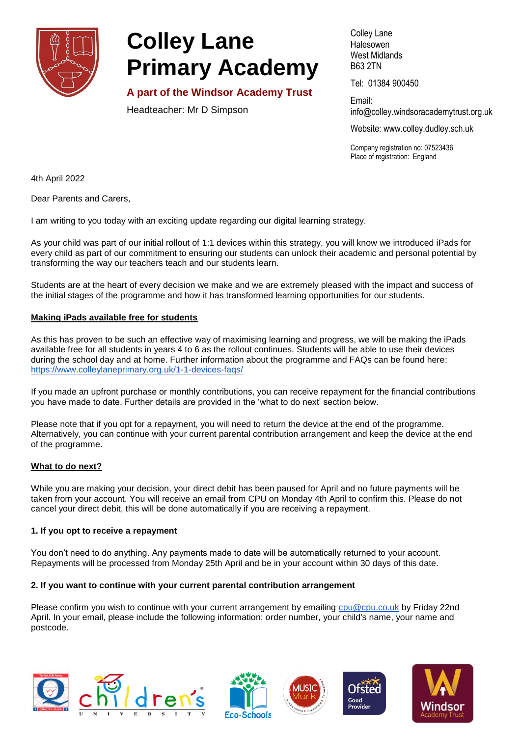# Colley Lane Primary Academy

**A part of the Windsor Academy Trust**

Headteacher: Mr D Simpson

Colley Lane
Halesowen
West Midlands
B63 2TN

Tel: 01384 900450

Email: info@colley.windsoracademytrust.org.uk

Website: www.colley.dudley.sch.uk

Company registration no: 07523436
Place of registration: England

4th April 2022

Dear Parents and Carers,

I am writing to you today with an exciting update regarding our digital learning strategy.

As your child was part of our initial rollout of 1:1 devices within this strategy, you will know we introduced iPads for every child as part of our commitment to ensuring our students can unlock their academic and personal potential by transforming the way our teachers teach and our students learn.

Students are at the heart of every decision we make and we are extremely pleased with the impact and success of the initial stages of the programme and how it has transformed learning opportunities for our students.

**Making iPads available free for students**

As this has proven to be such an effective way of maximising learning and progress, we will be making the iPads available free for all students in years 4 to 6 as the rollout continues. Students will be able to use their devices during the school day and at home. Further information about the programme and FAQs can be found here: https://www.colleylaneprimary.org.uk/1-1-devices-faqs/

If you made an upfront purchase or monthly contributions, you can receive repayment for the financial contributions you have made to date. Further details are provided in the 'what to do next' section below.

Please note that if you opt for a repayment, you will need to return the device at the end of the programme. Alternatively, you can continue with your current parental contribution arrangement and keep the device at the end of the programme.

**What to do next?**

While you are making your decision, your direct debit has been paused for April and no future payments will be taken from your account. You will receive an email from CPU on Monday 4th April to confirm this. Please do not cancel your direct debit, this will be done automatically if you are receiving a repayment.

**1. If you opt to receive a repayment**

You don't need to do anything. Any payments made to date will be automatically returned to your account. Repayments will be processed from Monday 25th April and be in your account within 30 days of this date.

**2. If you want to continue with your current parental contribution arrangement**

Please confirm you wish to continue with your current arrangement by emailing cpu@cpu.co.uk by Friday 22nd April. In your email, please include the following information: order number, your child's name, your name and postcode.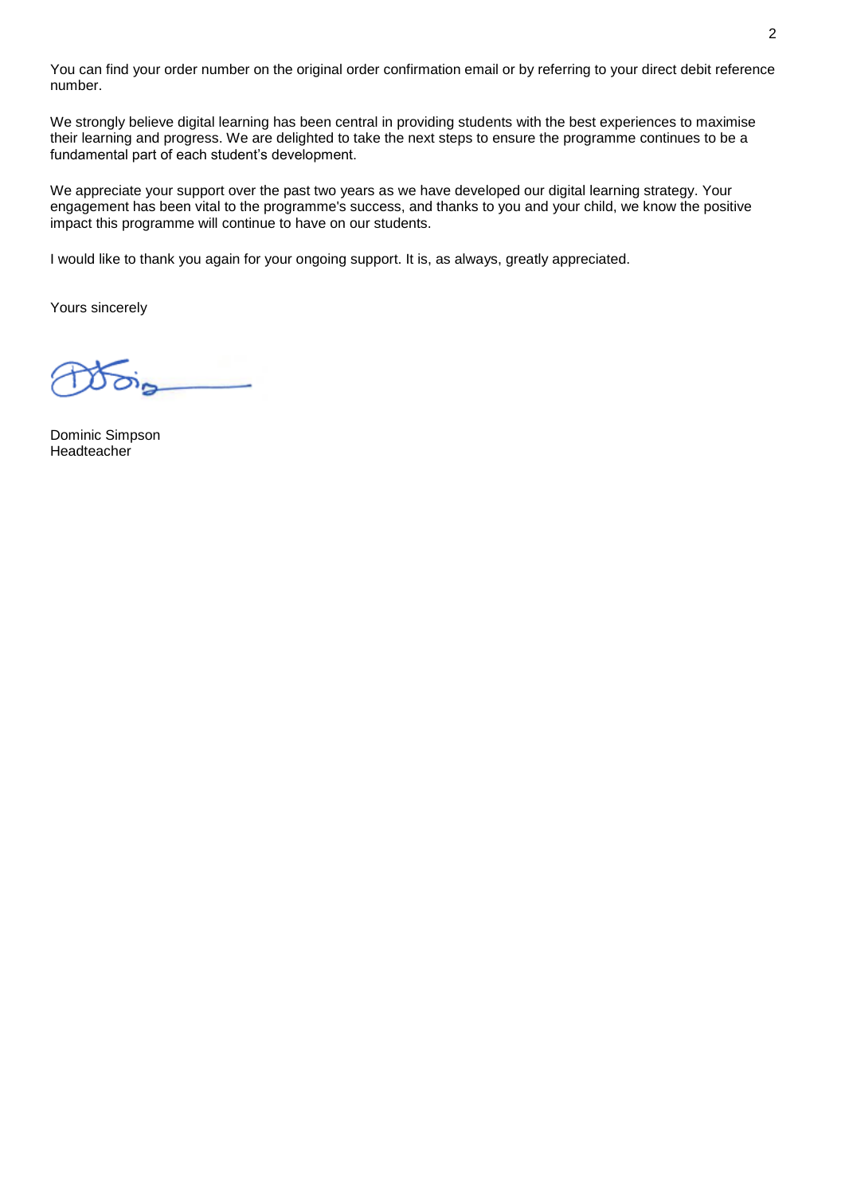You can find your order number on the original order confirmation email or by referring to your direct debit reference number.

We strongly believe digital learning has been central in providing students with the best experiences to maximise their learning and progress. We are delighted to take the next steps to ensure the programme continues to be a fundamental part of each student's development.

We appreciate your support over the past two years as we have developed our digital learning strategy. Your engagement has been vital to the programme's success, and thanks to you and your child, we know the positive impact this programme will continue to have on our students.

I would like to thank you again for your ongoing support. It is, as always, greatly appreciated.

Yours sincerely

Dominic Simpson
Headteacher